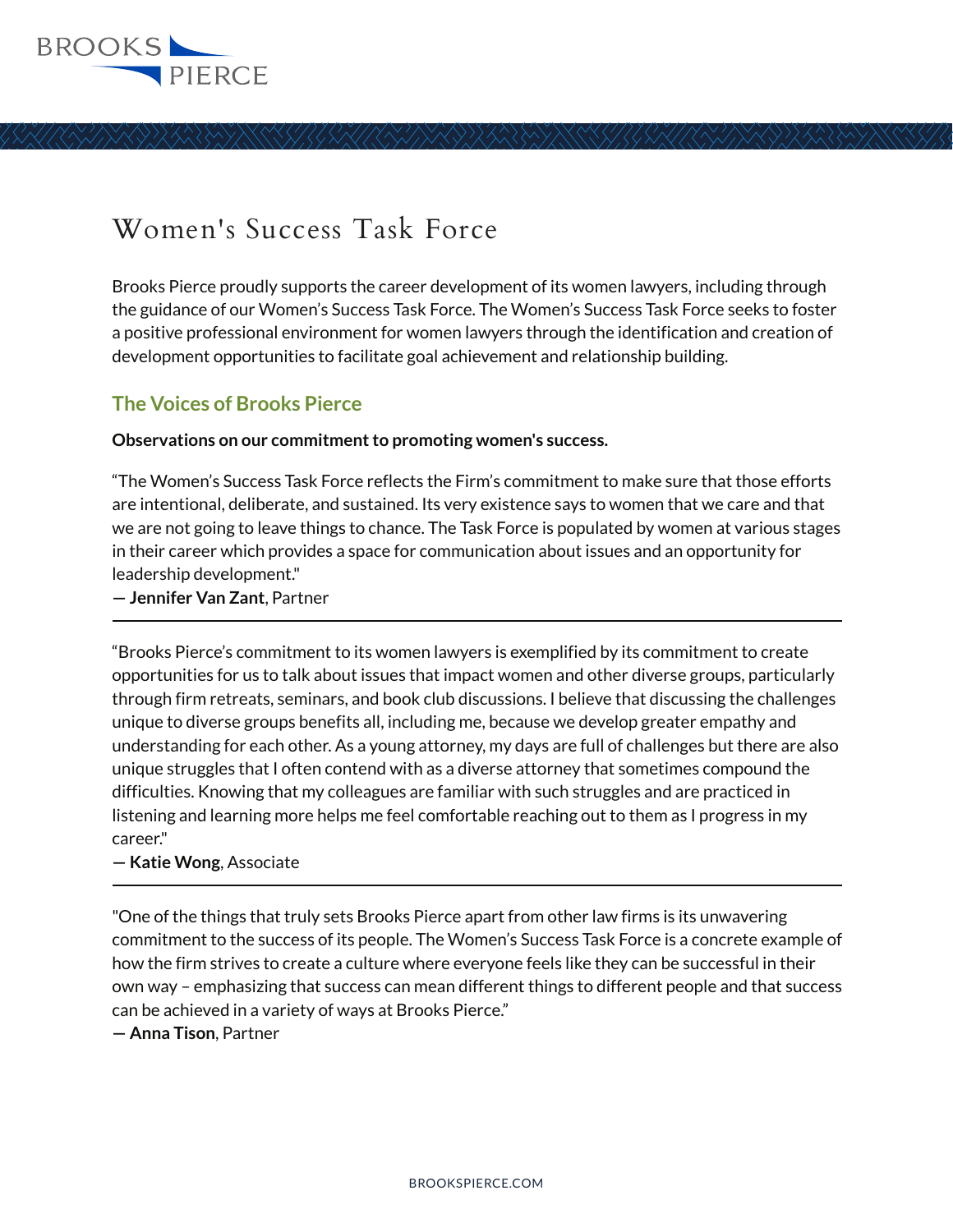# Women's Success Task Force

Brooks Pierce proudly supports the career development of its women lawyers, including through the guidance of our Women's Success Task Force. The Women's Success Task Force seeks to foster a positive professional environment for women lawyers through the identification and creation of development opportunities to facilitate goal achievement and relationship building.

## The Voices of Brooks Pierce

**Observations on our commitment to promoting women's success.**

"The Women's Success Task Force reflects the Firm's commitment to make sure that those efforts are intentional, deliberate, and sustained. Its very existence says to women that we care and that we are not going to leave things to chance. The Task Force is populated by women at various stages in their career which provides a space for communication about issues and an opportunity for leadership development."
**— Jennifer Van Zant**, Partner

---

"Brooks Pierce's commitment to its women lawyers is exemplified by its commitment to create opportunities for us to talk about issues that impact women and other diverse groups, particularly through firm retreats, seminars, and book club discussions. I believe that discussing the challenges unique to diverse groups benefits all, including me, because we develop greater empathy and understanding for each other. As a young attorney, my days are full of challenges but there are also unique struggles that I often contend with as a diverse attorney that sometimes compound the difficulties. Knowing that my colleagues are familiar with such struggles and are practiced in listening and learning more helps me feel comfortable reaching out to them as I progress in my career."
**— Katie Wong**, Associate

---

"One of the things that truly sets Brooks Pierce apart from other law firms is its unwavering commitment to the success of its people. The Women's Success Task Force is a concrete example of how the firm strives to create a culture where everyone feels like they can be successful in their own way – emphasizing that success can mean different things to different people and that success can be achieved in a variety of ways at Brooks Pierce."
**— Anna Tison**, Partner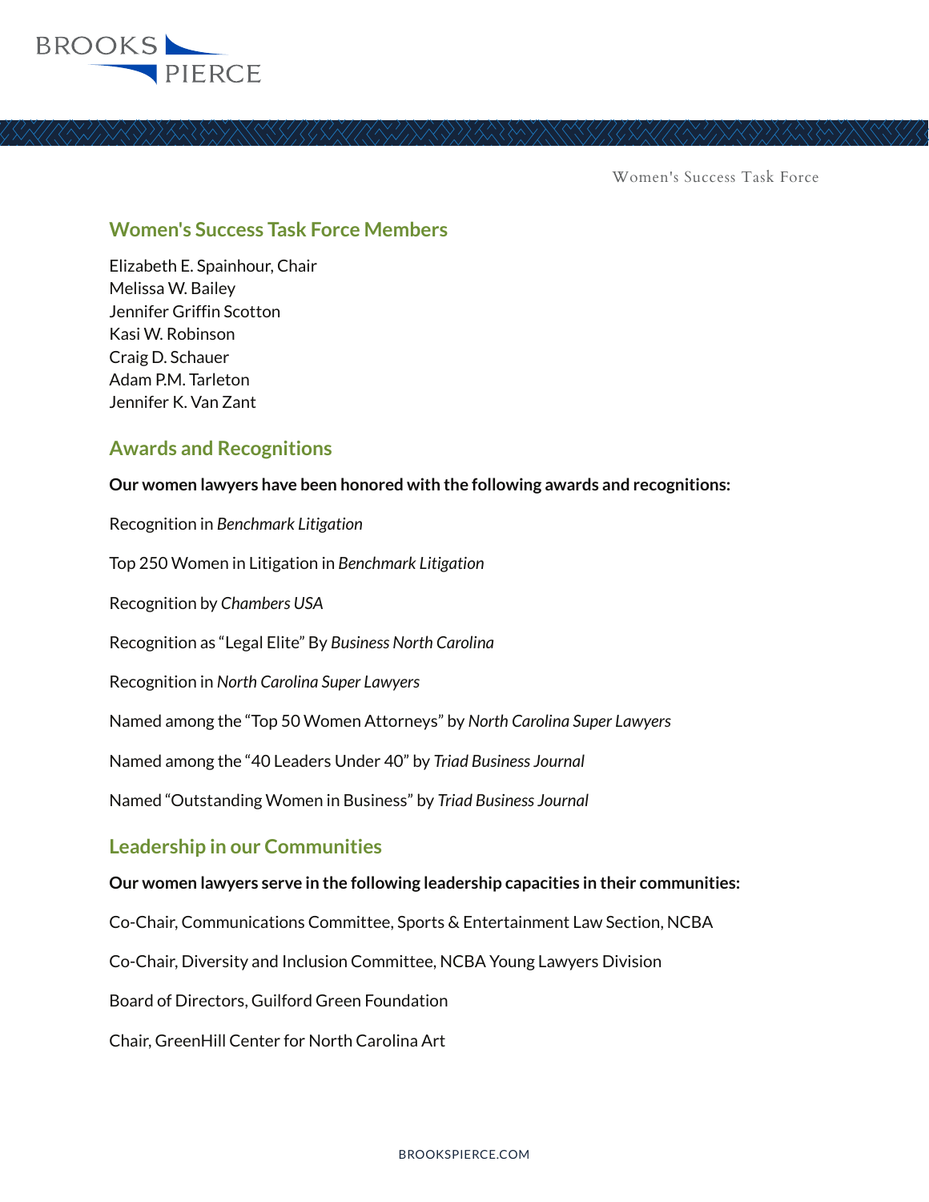## Women's Success Task Force Members

Elizabeth E. Spainhour, Chair
Melissa W. Bailey
Jennifer Griffin Scotton
Kasi W. Robinson
Craig D. Schauer
Adam P.M. Tarleton
Jennifer K. Van Zant

## Awards and Recognitions

**Our women lawyers have been honored with the following awards and recognitions:**

Recognition in *Benchmark Litigation*

Top 250 Women in Litigation in *Benchmark Litigation*

Recognition by *Chambers USA*

Recognition as "Legal Elite" By *Business North Carolina*

Recognition in *North Carolina Super Lawyers*

Named among the "Top 50 Women Attorneys" by *North Carolina Super Lawyers*

Named among the "40 Leaders Under 40" by *Triad Business Journal*

Named "Outstanding Women in Business" by *Triad Business Journal*

## Leadership in our Communities

**Our women lawyers serve in the following leadership capacities in their communities:**

Co-Chair, Communications Committee, Sports & Entertainment Law Section, NCBA

Co-Chair, Diversity and Inclusion Committee, NCBA Young Lawyers Division

Board of Directors, Guilford Green Foundation

Chair, GreenHill Center for North Carolina Art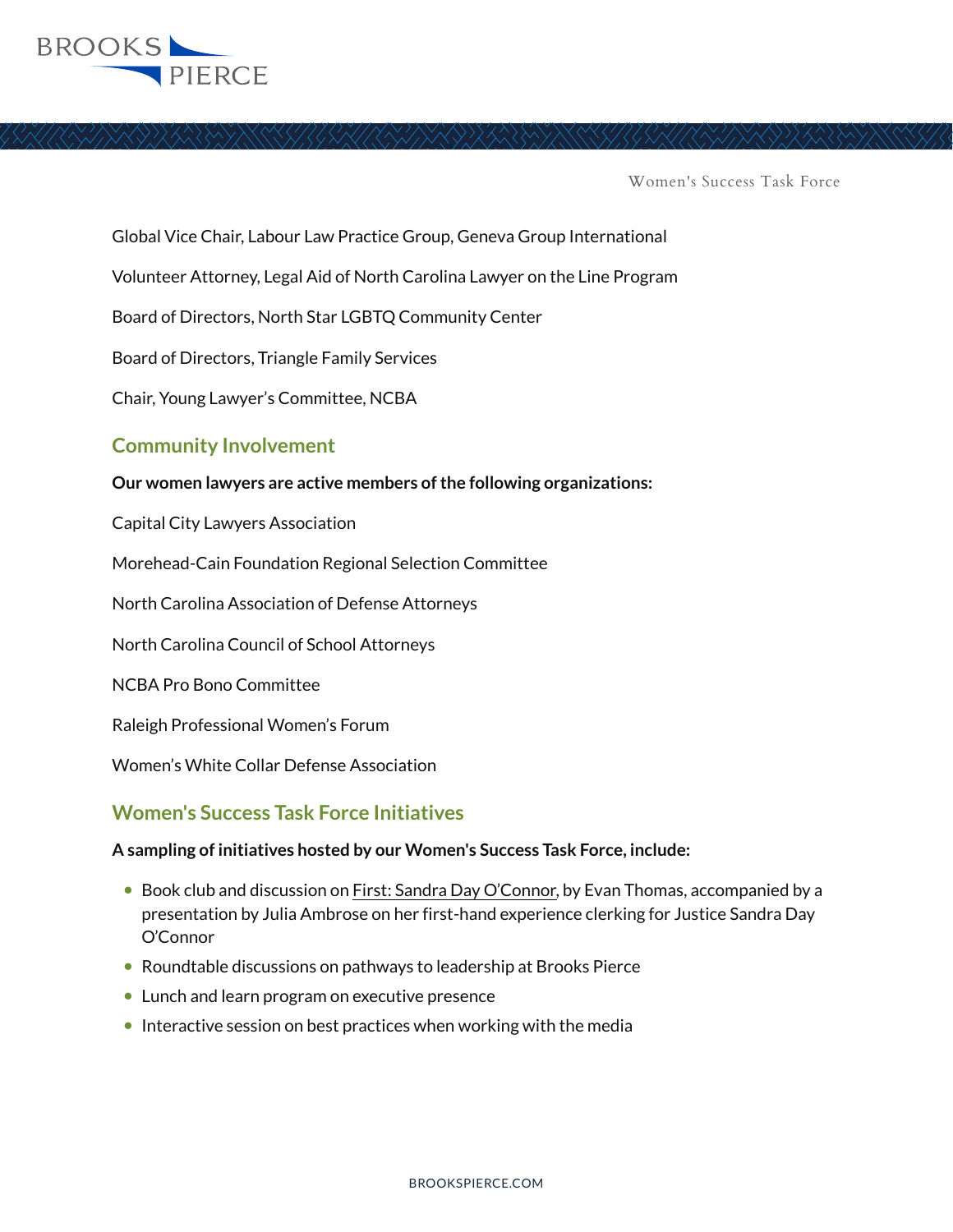Global Vice Chair, Labour Law Practice Group, Geneva Group International

Volunteer Attorney, Legal Aid of North Carolina Lawyer on the Line Program

Board of Directors, North Star LGBTQ Community Center

Board of Directors, Triangle Family Services

Chair, Young Lawyer's Committee, NCBA

## Community Involvement

**Our women lawyers are active members of the following organizations:**

Capital City Lawyers Association

Morehead-Cain Foundation Regional Selection Committee

North Carolina Association of Defense Attorneys

North Carolina Council of School Attorneys

NCBA Pro Bono Committee

Raleigh Professional Women's Forum

Women's White Collar Defense Association

## Women's Success Task Force Initiatives

**A sampling of initiatives hosted by our Women's Success Task Force, include:**

- Book club and discussion on First: Sandra Day O'Connor, by Evan Thomas, accompanied by a presentation by Julia Ambrose on her first-hand experience clerking for Justice Sandra Day O'Connor
- Roundtable discussions on pathways to leadership at Brooks Pierce
- Lunch and learn program on executive presence
- Interactive session on best practices when working with the media